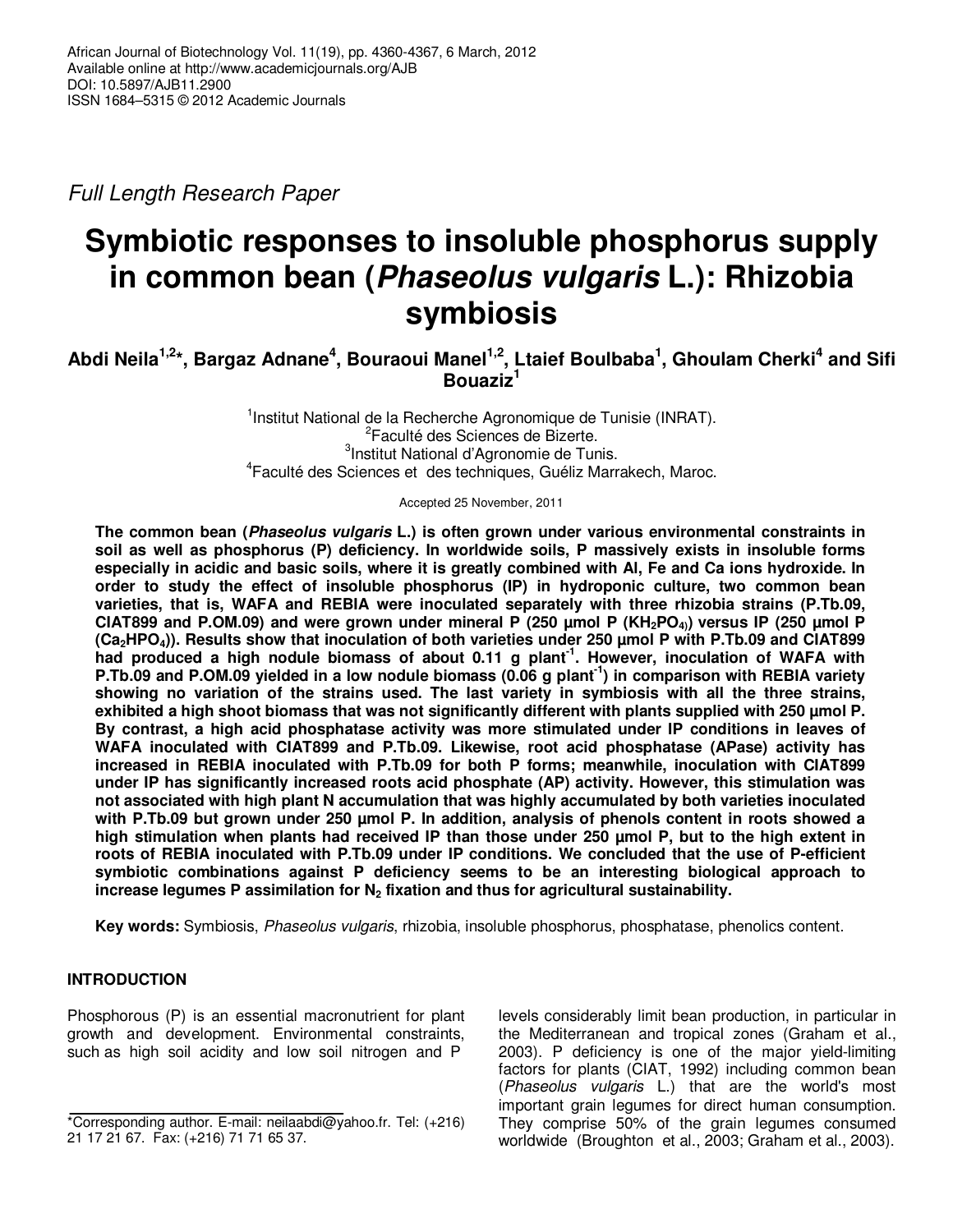*Full Length Research Paper*

# Symbiotic responses to insoluble phosphorus supply in common bean (*Phaseolus vulgaris* L.): Rhizobia symbiosis

**Abdi Neila[1,2]*, Bargaz Adnane[4], Bouraoui Manel[1,2], Ltaief Boulbaba[1], Ghoulam Cherki[4] and Sifi Bouaziz[1]**

[1]Institut National de la Recherche Agronomique de Tunisie (INRAT).
[2]Faculté des Sciences de Bizerte.
[3]Institut National d'Agronomie de Tunis.
[4]Faculté des Sciences et des techniques, Guéliz Marrakech, Maroc.

Accepted 25 November, 2011

**The common bean (*Phaseolus vulgaris* L.) is often grown under various environmental constraints in soil as well as phosphorus (P) deficiency. In worldwide soils, P massively exists in insoluble forms especially in acidic and basic soils, where it is greatly combined with Al, Fe and Ca ions hydroxide. In order to study the effect of insoluble phosphorus (IP) in hydroponic culture, two common bean varieties, that is, WAFA and REBIA were inoculated separately with three rhizobia strains (P.Tb.09, CIAT899 and P.OM.09) and were grown under mineral P (250 µmol P ($KH_2PO_4$)) versus IP (250 µmol P ($Ca_2HPO_4$)). Results show that inoculation of both varieties under 250 µmol P with P.Tb.09 and CIAT899 had produced a high nodule biomass of about 0.11 g plant$^{-1}$. However, inoculation of WAFA with P.Tb.09 and P.OM.09 yielded in a low nodule biomass (0.06 g plant$^{-1}$) in comparison with REBIA variety showing no variation of the strains used. The last variety in symbiosis with all the three strains, exhibited a high shoot biomass that was not significantly different with plants supplied with 250 µmol P. By contrast, a high acid phosphatase activity was more stimulated under IP conditions in leaves of WAFA inoculated with CIAT899 and P.Tb.09. Likewise, root acid phosphatase (APase) activity has increased in REBIA inoculated with P.Tb.09 for both P forms; meanwhile, inoculation with CIAT899 under IP has significantly increased roots acid phosphate (AP) activity. However, this stimulation was not associated with high plant N accumulation that was highly accumulated by both varieties inoculated with P.Tb.09 but grown under 250 µmol P. In addition, analysis of phenols content in roots showed a high stimulation when plants had received IP than those under 250 µmol P, but to the high extent in roots of REBIA inoculated with P.Tb.09 under IP conditions. We concluded that the use of P-efficient symbiotic combinations against P deficiency seems to be an interesting biological approach to increase legumes P assimilation for $N_2$ fixation and thus for agricultural sustainability.**

**Key words:** Symbiosis, *Phaseolus vulgaris*, rhizobia, insoluble phosphorus, phosphatase, phenolics content.

## INTRODUCTION

Phosphorous (P) is an essential macronutrient for plant growth and development. Environmental constraints, such as high soil acidity and low soil nitrogen and P levels considerably limit bean production, in particular in the Mediterranean and tropical zones (Graham et al., 2003). P deficiency is one of the major yield-limiting factors for plants (CIAT, 1992) including common bean (*Phaseolus vulgaris* L.) that are the world's most important grain legumes for direct human consumption. They comprise 50% of the grain legumes consumed worldwide (Broughton et al., 2003; Graham et al., 2003).

*Corresponding author. E-mail: neilaabdi@yahoo.fr. Tel: (+216) 21 17 21 67. Fax: (+216) 71 71 65 37.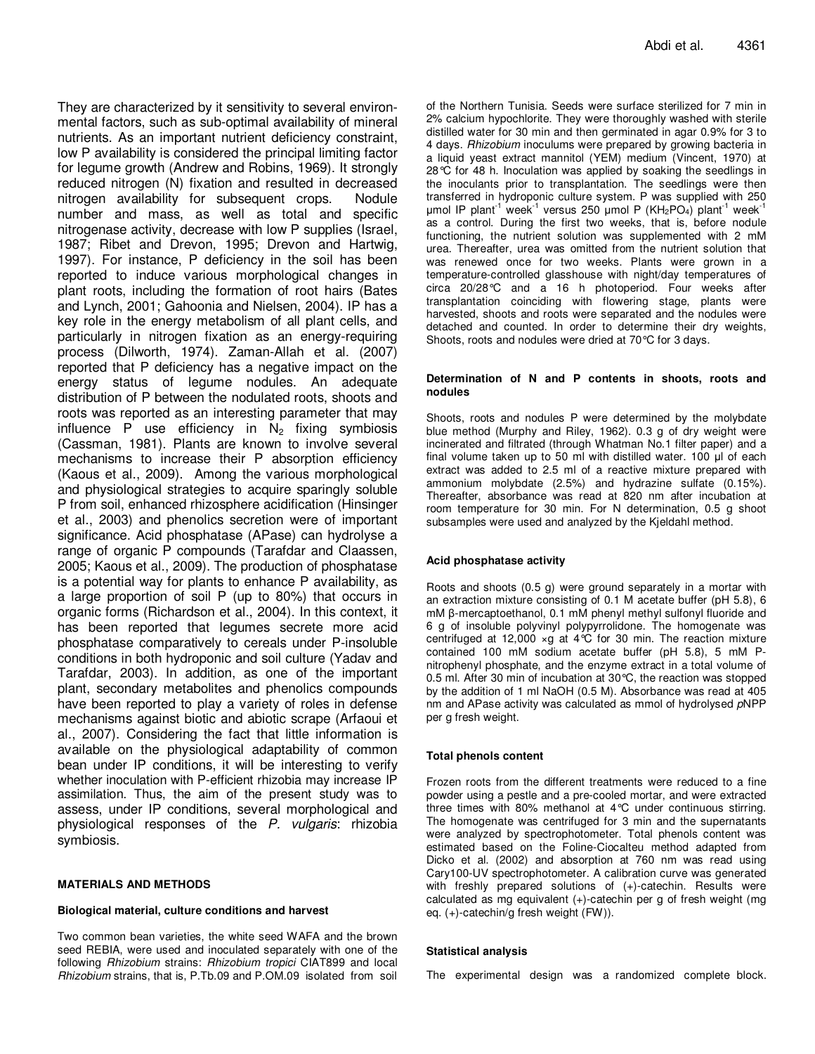They are characterized by it sensitivity to several environmental factors, such as sub-optimal availability of mineral nutrients. As an important nutrient deficiency constraint, low P availability is considered the principal limiting factor for legume growth (Andrew and Robins, 1969). It strongly reduced nitrogen (N) fixation and resulted in decreased nitrogen availability for subsequent crops. Nodule number and mass, as well as total and specific nitrogenase activity, decrease with low P supplies (Israel, 1987; Ribet and Drevon, 1995; Drevon and Hartwig, 1997). For instance, P deficiency in the soil has been reported to induce various morphological changes in plant roots, including the formation of root hairs (Bates and Lynch, 2001; Gahoonia and Nielsen, 2004). IP has a key role in the energy metabolism of all plant cells, and particularly in nitrogen fixation as an energy-requiring process (Dilworth, 1974). Zaman-Allah et al. (2007) reported that P deficiency has a negative impact on the energy status of legume nodules. An adequate distribution of P between the nodulated roots, shoots and roots was reported as an interesting parameter that may influence P use efficiency in $N_2$ fixing symbiosis (Cassman, 1981). Plants are known to involve several mechanisms to increase their P absorption efficiency (Kaous et al., 2009). Among the various morphological and physiological strategies to acquire sparingly soluble P from soil, enhanced rhizosphere acidification (Hinsinger et al., 2003) and phenolics secretion were of important significance. Acid phosphatase (APase) can hydrolyse a range of organic P compounds (Tarafdar and Claassen, 2005; Kaous et al., 2009). The production of phosphatase is a potential way for plants to enhance P availability, as a large proportion of soil P (up to 80%) that occurs in organic forms (Richardson et al., 2004). In this context, it has been reported that legumes secrete more acid phosphatase comparatively to cereals under P-insoluble conditions in both hydroponic and soil culture (Yadav and Tarafdar, 2003). In addition, as one of the important plant, secondary metabolites and phenolics compounds have been reported to play a variety of roles in defense mechanisms against biotic and abiotic scrape (Arfaoui et al., 2007). Considering the fact that little information is available on the physiological adaptability of common bean under IP conditions, it will be interesting to verify whether inoculation with P-efficient rhizobia may increase IP assimilation. Thus, the aim of the present study was to assess, under IP conditions, several morphological and physiological responses of the *P. vulgaris*: rhizobia symbiosis.

## MATERIALS AND METHODS

### Biological material, culture conditions and harvest

Two common bean varieties, the white seed WAFA and the brown seed REBIA, were used and inoculated separately with one of the following *Rhizobium* strains: *Rhizobium tropici* CIAT899 and local *Rhizobium* strains, that is, P.Tb.09 and P.OM.09 isolated from soil of the Northern Tunisia. Seeds were surface sterilized for 7 min in 2% calcium hypochlorite. They were thoroughly washed with sterile distilled water for 30 min and then germinated in agar 0.9% for 3 to 4 days. *Rhizobium* inoculums were prepared by growing bacteria in a liquid yeast extract mannitol (YEM) medium (Vincent, 1970) at 28°C for 48 h. Inoculation was applied by soaking the seedlings in the inoculants prior to transplantation. The seedlings were then transferred in hydroponic culture system. P was supplied with 250 µmol IP $plant^{-1}$ $week^{-1}$ versus 250 µmol P ($KH_2PO_4$) $plant^{-1}$ $week^{-1}$ as a control. During the first two weeks, that is, before nodule functioning, the nutrient solution was supplemented with 2 mM urea. Thereafter, urea was omitted from the nutrient solution that was renewed once for two weeks. Plants were grown in a temperature-controlled glasshouse with night/day temperatures of circa 20/28°C and a 16 h photoperiod. Four weeks after transplantation coinciding with flowering stage, plants were harvested, shoots and roots were separated and the nodules were detached and counted. In order to determine their dry weights, Shoots, roots and nodules were dried at 70°C for 3 days.

### Determination of N and P contents in shoots, roots and nodules

Shoots, roots and nodules P were determined by the molybdate blue method (Murphy and Riley, 1962). 0.3 g of dry weight were incinerated and filtrated (through Whatman No.1 filter paper) and a final volume taken up to 50 ml with distilled water. 100 µl of each extract was added to 2.5 ml of a reactive mixture prepared with ammonium molybdate (2.5%) and hydrazine sulfate (0.15%). Thereafter, absorbance was read at 820 nm after incubation at room temperature for 30 min. For N determination, 0.5 g shoot subsamples were used and analyzed by the Kjeldahl method.

### Acid phosphatase activity

Roots and shoots (0.5 g) were ground separately in a mortar with an extraction mixture consisting of 0.1 M acetate buffer (pH 5.8), 6 mM β-mercaptoethanol, 0.1 mM phenyl methyl sulfonyl fluoride and 6 g of insoluble polyvinyl polypyrrolidone. The homogenate was centrifuged at 12,000 ×g at 4°C for 30 min. The reaction mixture contained 100 mM sodium acetate buffer (pH 5.8), 5 mM P-nitrophenyl phosphate, and the enzyme extract in a total volume of 0.5 ml. After 30 min of incubation at 30°C, the reaction was stopped by the addition of 1 ml NaOH (0.5 M). Absorbance was read at 405 nm and APase activity was calculated as mmol of hydrolysed *p*NPP per g fresh weight.

### Total phenols content

Frozen roots from the different treatments were reduced to a fine powder using a pestle and a pre-cooled mortar, and were extracted three times with 80% methanol at 4°C under continuous stirring. The homogenate was centrifuged for 3 min and the supernatants were analyzed by spectrophotometer. Total phenols content was estimated based on the Foline-Ciocalteu method adapted from Dicko et al. (2002) and absorption at 760 nm was read using Cary100-UV spectrophotometer. A calibration curve was generated with freshly prepared solutions of (+)-catechin. Results were calculated as mg equivalent (+)-catechin per g of fresh weight (mg eq. (+)-catechin/g fresh weight (FW)).

### Statistical analysis

The experimental design was a randomized complete block.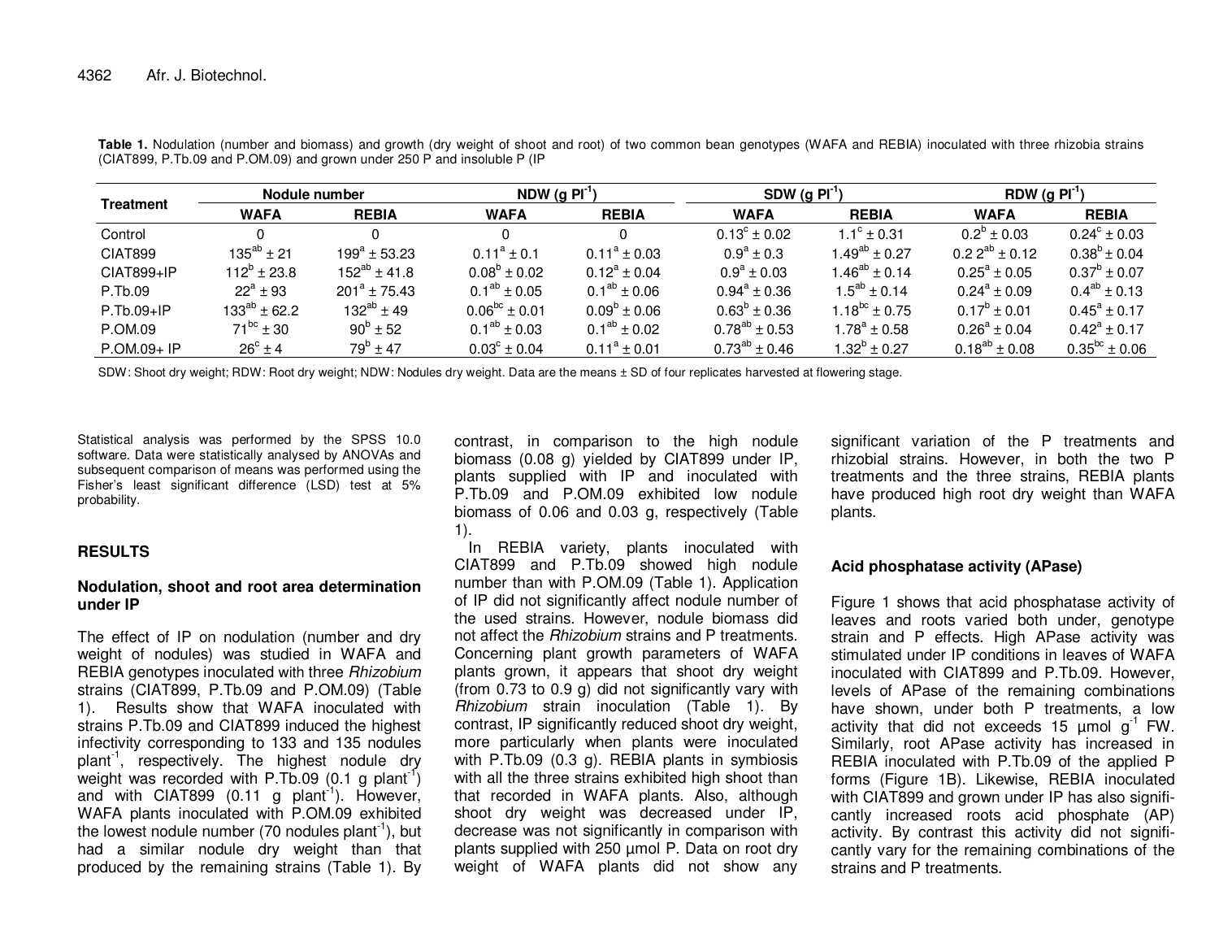**Table 1.** Nodulation (number and biomass) and growth (dry weight of shoot and root) of two common bean genotypes (WAFA and REBIA) inoculated with three rhizobia strains (CIAT899, P.Tb.09 and P.OM.09) and grown under 250 P and insoluble P (IP

| Treatment | Nodule number | | NDW (g $Pl^{-1}$) | | SDW (g $Pl^{-1}$) | | RDW (g $Pl^{-1}$) | |
|---|---|---|---|---|---|---|---|---|
| | WAFA | REBIA | WAFA | REBIA | WAFA | REBIA | WAFA | REBIA |
| Control | 0 | 0 | 0 | 0 | $0.13^{c} \pm 0.02$ | $1.1^{c} \pm 0.31$ | $0.2^{b} \pm 0.03$ | $0.24^{c} \pm 0.03$ |
| CIAT899 | $135^{ab} \pm 21$ | $199^{a} \pm 53.23$ | $0.11^{a} \pm 0.1$ | $0.11^{a} \pm 0.03$ | $0.9^{a} \pm 0.3$ | $1.49^{ab} \pm 0.27$ | $0.2\ 2^{ab} \pm 0.12$ | $0.38^{b} \pm 0.04$ |
| CIAT899+IP | $112^{b} \pm 23.8$ | $152^{ab} \pm 41.8$ | $0.08^{b} \pm 0.02$ | $0.12^{a} \pm 0.04$ | $0.9^{a} \pm 0.03$ | $1.46^{ab} \pm 0.14$ | $0.25^{a} \pm 0.05$ | $0.37^{b} \pm 0.07$ |
| P.Tb.09 | $22^{a} \pm 93$ | $201^{a} \pm 75.43$ | $0.1^{ab} \pm 0.05$ | $0.1^{ab} \pm 0.06$ | $0.94^{a} \pm 0.36$ | $1.5^{ab} \pm 0.14$ | $0.24^{a} \pm 0.09$ | $0.4^{ab} \pm 0.13$ |
| P.Tb.09+IP | $133^{ab} \pm 62.2$ | $132^{ab} \pm 49$ | $0.06^{bc} \pm 0.01$ | $0.09^{b} \pm 0.06$ | $0.63^{b} \pm 0.36$ | $1.18^{bc} \pm 0.75$ | $0.17^{b} \pm 0.01$ | $0.45^{a} \pm 0.17$ |
| P.OM.09 | $71^{bc} \pm 30$ | $90^{b} \pm 52$ | $0.1^{ab} \pm 0.03$ | $0.1^{ab} \pm 0.02$ | $0.78^{ab} \pm 0.53$ | $1.78^{a} \pm 0.58$ | $0.26^{a} \pm 0.04$ | $0.42^{a} \pm 0.17$ |
| P.OM.09+ IP | $26^{c} \pm 4$ | $79^{b} \pm 47$ | $0.03^{c} \pm 0.04$ | $0.11^{a} \pm 0.01$ | $0.73^{ab} \pm 0.46$ | $1.32^{b} \pm 0.27$ | $0.18^{ab} \pm 0.08$ | $0.35^{bc} \pm 0.06$ |

SDW: Shoot dry weight; RDW: Root dry weight; NDW: Nodules dry weight. Data are the means ± SD of four replicates harvested at flowering stage.

Statistical analysis was performed by the SPSS 10.0 software. Data were statistically analysed by ANOVAs and subsequent comparison of means was performed using the Fisher's least significant difference (LSD) test at 5% probability.

## RESULTS

### Nodulation, shoot and root area determination under IP

The effect of IP on nodulation (number and dry weight of nodules) was studied in WAFA and REBIA genotypes inoculated with three *Rhizobium* strains (CIAT899, P.Tb.09 and P.OM.09) (Table 1). Results show that WAFA inoculated with strains P.Tb.09 and CIAT899 induced the highest infectivity corresponding to 133 and 135 nodules plant$^{-1}$, respectively. The highest nodule dry weight was recorded with P.Tb.09 (0.1 g plant$^{-1}$) and with CIAT899 (0.11 g plant$^{-1}$). However, WAFA plants inoculated with P.OM.09 exhibited the lowest nodule number (70 nodules plant$^{-1}$), but had a similar nodule dry weight than that produced by the remaining strains (Table 1). By contrast, in comparison to the high nodule biomass (0.08 g) yielded by CIAT899 under IP, plants supplied with IP and inoculated with P.Tb.09 and P.OM.09 exhibited low nodule biomass of 0.06 and 0.03 g, respectively (Table 1).

In REBIA variety, plants inoculated with CIAT899 and P.Tb.09 showed high nodule number than with P.OM.09 (Table 1). Application of IP did not significantly affect nodule number of the used strains. However, nodule biomass did not affect the *Rhizobium* strains and P treatments. Concerning plant growth parameters of WAFA plants grown, it appears that shoot dry weight (from 0.73 to 0.9 g) did not significantly vary with *Rhizobium* strain inoculation (Table 1). By contrast, IP significantly reduced shoot dry weight, more particularly when plants were inoculated with P.Tb.09 (0.3 g). REBIA plants in symbiosis with all the three strains exhibited high shoot than that recorded in WAFA plants. Also, although shoot dry weight was decreased under IP, decrease was not significantly in comparison with plants supplied with 250 µmol P. Data on root dry weight of WAFA plants did not show any significant variation of the P treatments and rhizobial strains. However, in both the two P treatments and the three strains, REBIA plants have produced high root dry weight than WAFA plants.

### Acid phosphatase activity (APase)

Figure 1 shows that acid phosphatase activity of leaves and roots varied both under, genotype strain and P effects. High APase activity was stimulated under IP conditions in leaves of WAFA inoculated with CIAT899 and P.Tb.09. However, levels of APase of the remaining combinations have shown, under both P treatments, a low activity that did not exceeds 15 µmol $g^{-1}$ FW. Similarly, root APase activity has increased in REBIA inoculated with P.Tb.09 of the applied P forms (Figure 1B). Likewise, REBIA inoculated with CIAT899 and grown under IP has also significantly increased roots acid phosphate (AP) activity. By contrast this activity did not significantly vary for the remaining combinations of the strains and P treatments.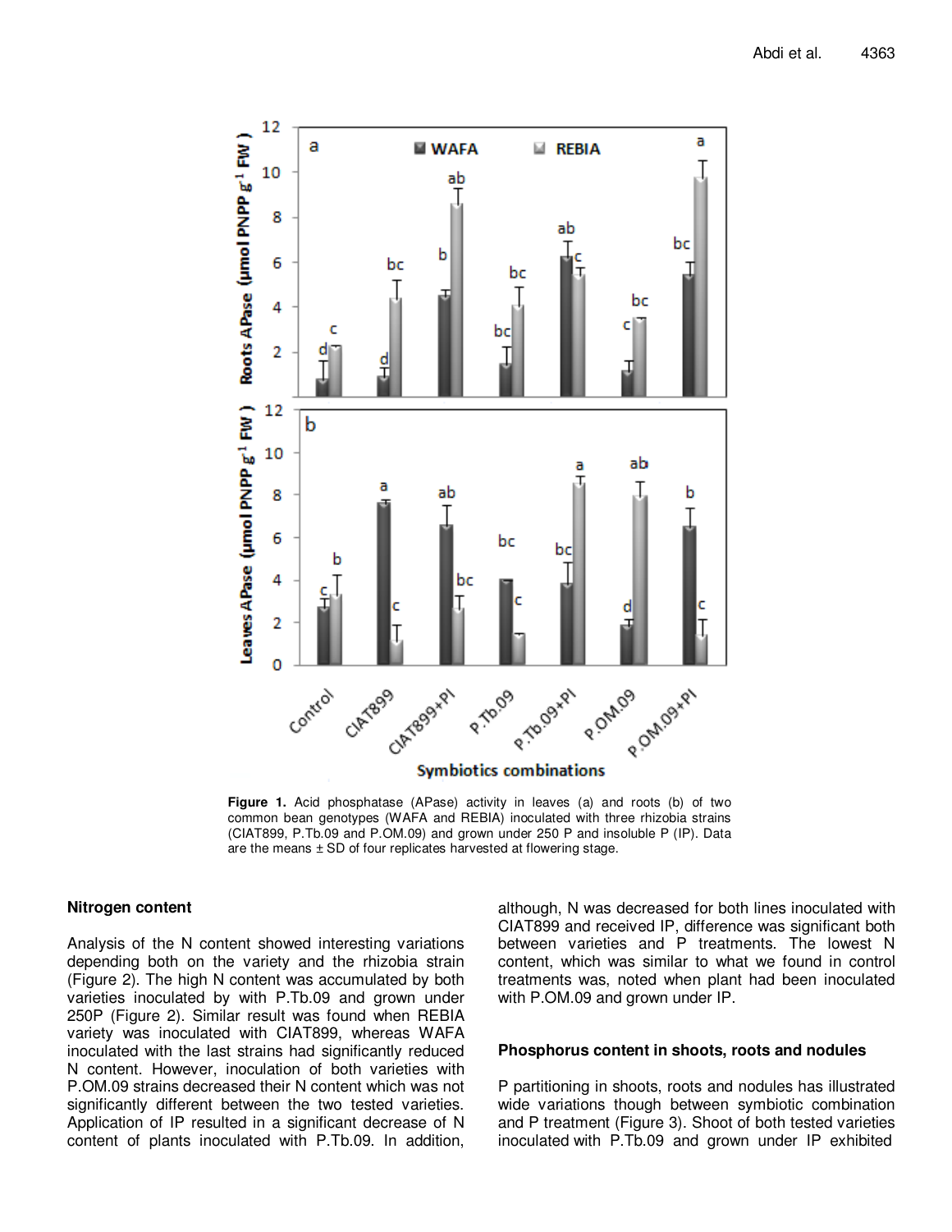**Figure 1.** Acid phosphatase (APase) activity in leaves (a) and roots (b) of two common bean genotypes (WAFA and REBIA) inoculated with three rhizobia strains (CIAT899, P.Tb.09 and P.OM.09) and grown under 250 P and insoluble P (IP). Data are the means ± SD of four replicates harvested at flowering stage.

## Nitrogen content

Analysis of the N content showed interesting variations depending both on the variety and the rhizobia strain (Figure 2). The high N content was accumulated by both varieties inoculated by with P.Tb.09 and grown under 250P (Figure 2). Similar result was found when REBIA variety was inoculated with CIAT899, whereas WAFA inoculated with the last strains had significantly reduced N content. However, inoculation of both varieties with P.OM.09 strains decreased their N content which was not significantly different between the two tested varieties. Application of IP resulted in a significant decrease of N content of plants inoculated with P.Tb.09. In addition, although, N was decreased for both lines inoculated with CIAT899 and received IP, difference was significant both between varieties and P treatments. The lowest N content, which was similar to what we found in control treatments was, noted when plant had been inoculated with P.OM.09 and grown under IP.

## Phosphorus content in shoots, roots and nodules

P partitioning in shoots, roots and nodules has illustrated wide variations though between symbiotic combination and P treatment (Figure 3). Shoot of both tested varieties inoculated with P.Tb.09 and grown under IP exhibited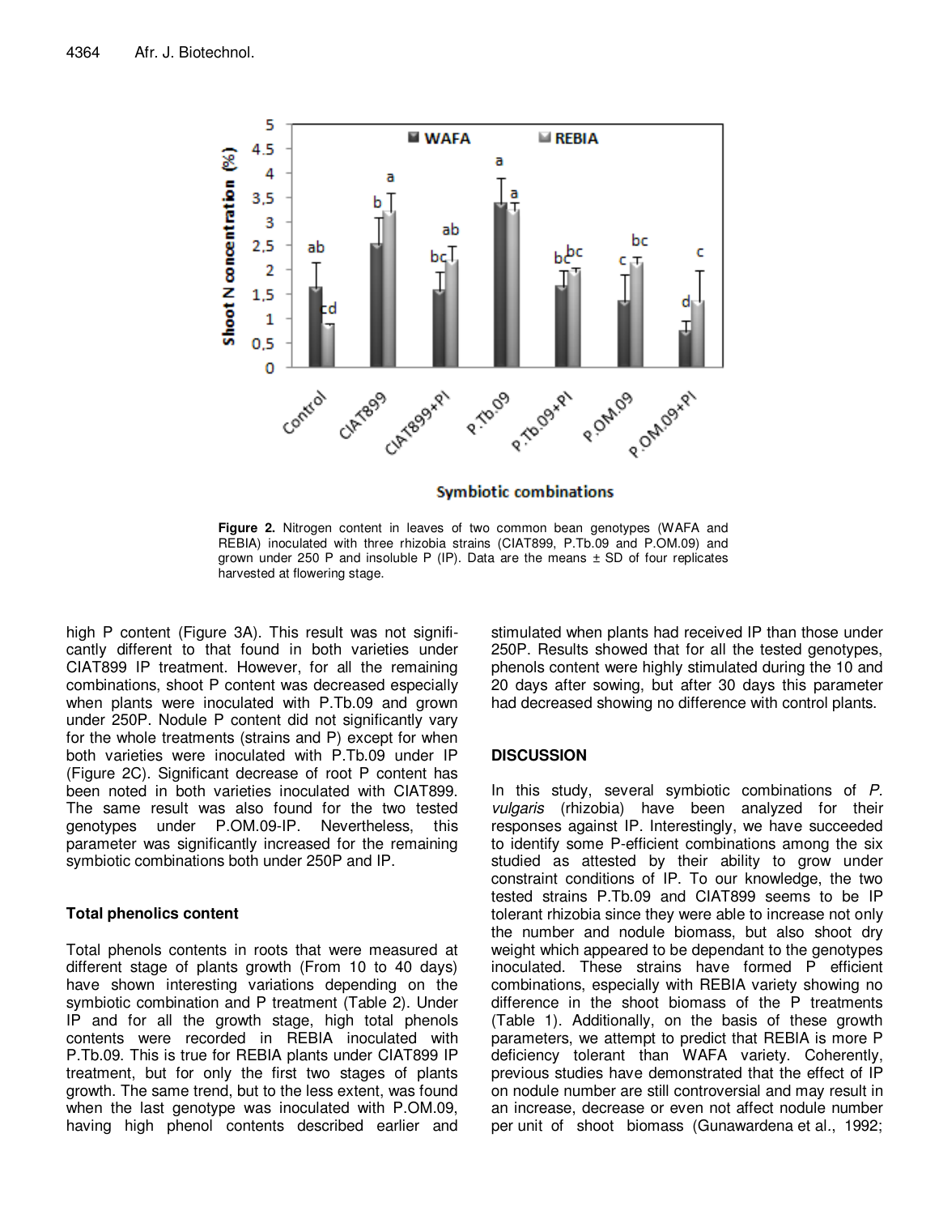Figure 2. Nitrogen content in leaves of two common bean genotypes (WAFA and REBIA) inoculated with three rhizobia strains (CIAT899, P.Tb.09 and P.OM.09) and grown under 250 P and insoluble P (IP). Data are the means ± SD of four replicates harvested at flowering stage.

high P content (Figure 3A). This result was not significantly different to that found in both varieties under CIAT899 IP treatment. However, for all the remaining combinations, shoot P content was decreased especially when plants were inoculated with P.Tb.09 and grown under 250P. Nodule P content did not significantly vary for the whole treatments (strains and P) except for when both varieties were inoculated with P.Tb.09 under IP (Figure 2C). Significant decrease of root P content has been noted in both varieties inoculated with CIAT899. The same result was also found for the two tested genotypes under P.OM.09-IP. Nevertheless, this parameter was significantly increased for the remaining symbiotic combinations both under 250P and IP.

### Total phenolics content

Total phenols contents in roots that were measured at different stage of plants growth (From 10 to 40 days) have shown interesting variations depending on the symbiotic combination and P treatment (Table 2). Under IP and for all the growth stage, high total phenols contents were recorded in REBIA inoculated with P.Tb.09. This is true for REBIA plants under CIAT899 IP treatment, but for only the first two stages of plants growth. The same trend, but to the less extent, was found when the last genotype was inoculated with P.OM.09, having high phenol contents described earlier and stimulated when plants had received IP than those under 250P. Results showed that for all the tested genotypes, phenols content were highly stimulated during the 10 and 20 days after sowing, but after 30 days this parameter had decreased showing no difference with control plants.

## DISCUSSION

In this study, several symbiotic combinations of *P. vulgaris* (rhizobia) have been analyzed for their responses against IP. Interestingly, we have succeeded to identify some P-efficient combinations among the six studied as attested by their ability to grow under constraint conditions of IP. To our knowledge, the two tested strains P.Tb.09 and CIAT899 seems to be IP tolerant rhizobia since they were able to increase not only the number and nodule biomass, but also shoot dry weight which appeared to be dependant to the genotypes inoculated. These strains have formed P efficient combinations, especially with REBIA variety showing no difference in the shoot biomass of the P treatments (Table 1). Additionally, on the basis of these growth parameters, we attempt to predict that REBIA is more P deficiency tolerant than WAFA variety. Coherently, previous studies have demonstrated that the effect of IP on nodule number are still controversial and may result in an increase, decrease or even not affect nodule number per unit of shoot biomass (Gunawardena et al., 1992;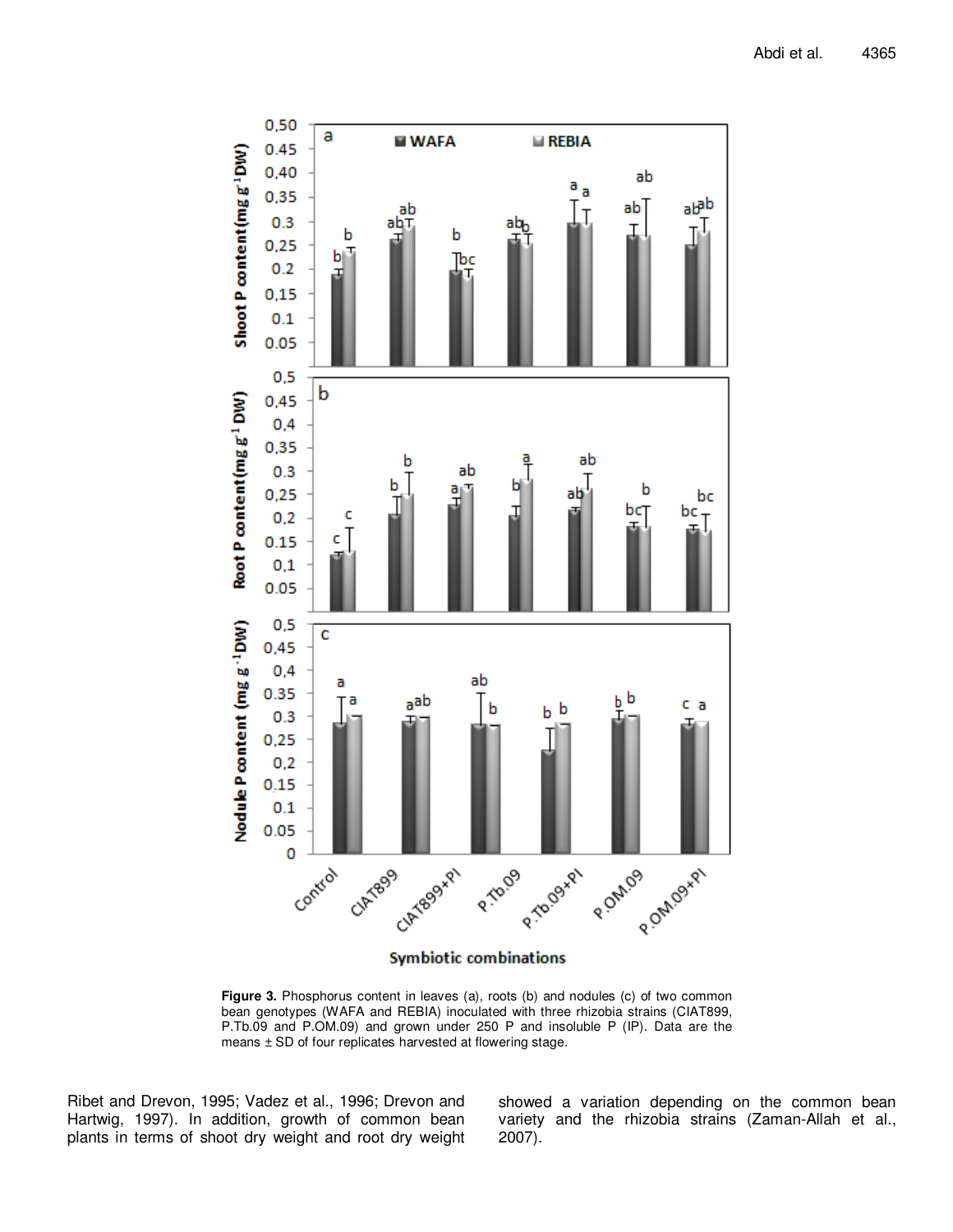**Figure 3.** Phosphorus content in leaves (a), roots (b) and nodules (c) of two common bean genotypes (WAFA and REBIA) inoculated with three rhizobia strains (CIAT899, P.Tb.09 and P.OM.09) and grown under 250 P and insoluble P (IP). Data are the means ± SD of four replicates harvested at flowering stage.

Ribet and Drevon, 1995; Vadez et al., 1996; Drevon and Hartwig, 1997). In addition, growth of common bean plants in terms of shoot dry weight and root dry weight showed a variation depending on the common bean variety and the rhizobia strains (Zaman-Allah et al., 2007).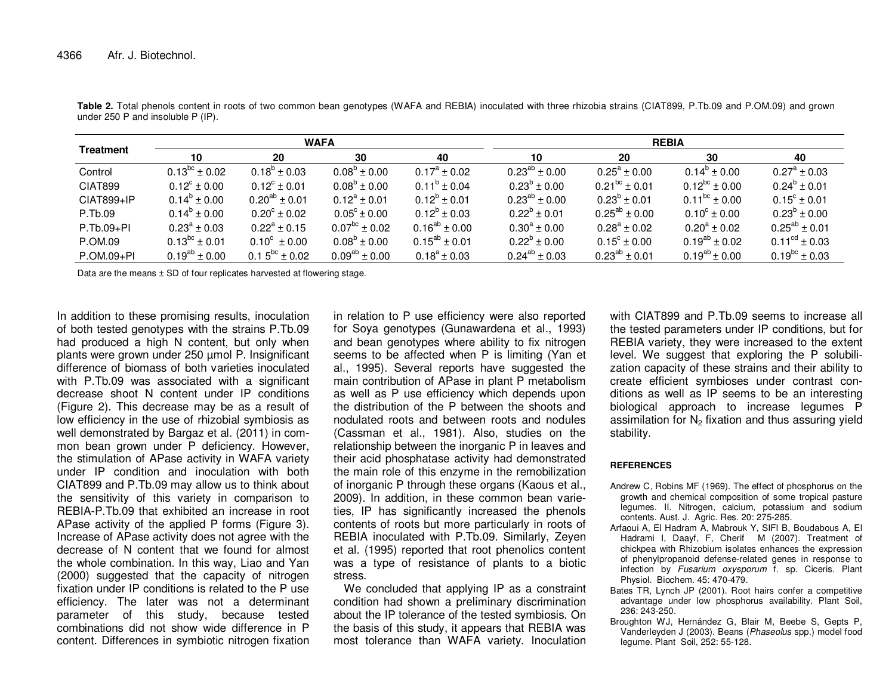**Table 2.** Total phenols content in roots of two common bean genotypes (WAFA and REBIA) inoculated with three rhizobia strains (CIAT899, P.Tb.09 and P.OM.09) and grown under 250 P and insoluble P (IP).

| Treatment | WAFA | | | | REBIA | | | |
|---|---|---|---|---|---|---|---|---|
| | 10 | 20 | 30 | 40 | 10 | 20 | 30 | 40 |
| Control | $0.13^{bc} \pm 0.02$ | $0.18^{b} \pm 0.03$ | $0.08^{b} \pm 0.00$ | $0.17^{a} \pm 0.02$ | $0.23^{ab} \pm 0.00$ | $0.25^{a} \pm 0.00$ | $0.14^{b} \pm 0.00$ | $0.27^{a} \pm 0.03$ |
| CIAT899 | $0.12^{c} \pm 0.00$ | $0.12^{c} \pm 0.01$ | $0.08^{b} \pm 0.00$ | $0.11^{b} \pm 0.04$ | $0.23^{b} \pm 0.00$ | $0.21^{bc} \pm 0.01$ | $0.12^{bc} \pm 0.00$ | $0.24^{b} \pm 0.01$ |
| CIAT899+IP | $0.14^{b} \pm 0.00$ | $0.20^{ab} \pm 0.01$ | $0.12^{a} \pm 0.01$ | $0.12^{b} \pm 0.01$ | $0.23^{ab} \pm 0.00$ | $0.23^{b} \pm 0.01$ | $0.11^{bc} \pm 0.00$ | $0.15^{c} \pm 0.01$ |
| P.Tb.09 | $0.14^{b} \pm 0.00$ | $0.20^{c} \pm 0.02$ | $0.05^{c} \pm 0.00$ | $0.12^{b} \pm 0.03$ | $0.22^{b} \pm 0.01$ | $0.25^{ab} \pm 0.00$ | $0.10^{c} \pm 0.00$ | $0.23^{b} \pm 0.00$ |
| P.Tb.09+PI | $0.23^{a} \pm 0.03$ | $0.22^{a} \pm 0.15$ | $0.07^{bc} \pm 0.02$ | $0.16^{ab} \pm 0.00$ | $0.30^{a} \pm 0.00$ | $0.28^{a} \pm 0.02$ | $0.20^{a} \pm 0.02$ | $0.25^{ab} \pm 0.01$ |
| P.OM.09 | $0.13^{bc} \pm 0.01$ | $0.10^{c} \pm 0.00$ | $0.08^{b} \pm 0.00$ | $0.15^{ab} \pm 0.01$ | $0.22^{b} \pm 0.00$ | $0.15^{c} \pm 0.00$ | $0.19^{ab} \pm 0.02$ | $0.11^{cd} \pm 0.03$ |
| P.OM.09+PI | $0.19^{ab} \pm 0.00$ | $0.1\,5^{bc} \pm 0.02$ | $0.09^{ab} \pm 0.00$ | $0.18^{a} \pm 0.03$ | $0.24^{ab} \pm 0.03$ | $0.23^{ab} \pm 0.01$ | $0.19^{ab} \pm 0.00$ | $0.19^{bc} \pm 0.03$ |

Data are the means ± SD of four replicates harvested at flowering stage.

In addition to these promising results, inoculation of both tested genotypes with the strains P.Tb.09 had produced a high N content, but only when plants were grown under 250 µmol P. Insignificant difference of biomass of both varieties inoculated with P.Tb.09 was associated with a significant decrease shoot N content under IP conditions (Figure 2). This decrease may be as a result of low efficiency in the use of rhizobial symbiosis as well demonstrated by Bargaz et al. (2011) in common bean grown under P deficiency. However, the stimulation of APase activity in WAFA variety under IP condition and inoculation with both CIAT899 and P.Tb.09 may allow us to think about the sensitivity of this variety in comparison to REBIA-P.Tb.09 that exhibited an increase in root APase activity of the applied P forms (Figure 3). Increase of APase activity does not agree with the decrease of N content that we found for almost the whole combination. In this way, Liao and Yan (2000) suggested that the capacity of nitrogen fixation under IP conditions is related to the P use efficiency. The later was not a determinant parameter of this study, because tested combinations did not show wide difference in P content. Differences in symbiotic nitrogen fixation in relation to P use efficiency were also reported for Soya genotypes (Gunawardena et al., 1993) and bean genotypes where ability to fix nitrogen seems to be affected when P is limiting (Yan et al., 1995). Several reports have suggested the main contribution of APase in plant P metabolism as well as P use efficiency which depends upon the distribution of the P between the shoots and nodulated roots and between roots and nodules (Cassman et al., 1981). Also, studies on the relationship between the inorganic P in leaves and their acid phosphatase activity had demonstrated the main role of this enzyme in the remobilization of inorganic P through these organs (Kaous et al., 2009). In addition, in these common bean varieties, IP has significantly increased the phenols contents of roots but more particularly in roots of REBIA inoculated with P.Tb.09. Similarly, Zeyen et al. (1995) reported that root phenolics content was a type of resistance of plants to a biotic stress.

We concluded that applying IP as a constraint condition had shown a preliminary discrimination about the IP tolerance of the tested symbiosis. On the basis of this study, it appears that REBIA was most tolerance than WAFA variety. Inoculation with CIAT899 and P.Tb.09 seems to increase all the tested parameters under IP conditions, but for REBIA variety, they were increased to the extent level. We suggest that exploring the P solubilization capacity of these strains and their ability to create efficient symbioses under contrast conditions as well as IP seems to be an interesting biological approach to increase legumes P assimilation for $N_2$ fixation and thus assuring yield stability.

## REFERENCES

Andrew C, Robins MF (1969). The effect of phosphorus on the growth and chemical composition of some tropical pasture legumes. II. Nitrogen, calcium, potassium and sodium contents. Aust. J. Agric. Res. 20: 275-285.

Arfaoui A, El Hadram A, Mabrouk Y, SIFI B, Boudabous A, El Hadrami I, Daayf, F, Cherif M (2007). Treatment of chickpea with Rhizobium isolates enhances the expression of phenylpropanoid defense-related genes in response to infection by *Fusarium oxysporum* f. sp. Ciceris. Plant Physiol. Biochem. 45: 470-479.

Bates TR, Lynch JP (2001). Root hairs confer a competitive advantage under low phosphorus availability. Plant Soil, 236: 243-250.

Broughton WJ, Hernández G, Blair M, Beebe S, Gepts P, Vanderleyden J (2003). Beans (*Phaseolus* spp.) model food legume. Plant Soil, 252: 55-128.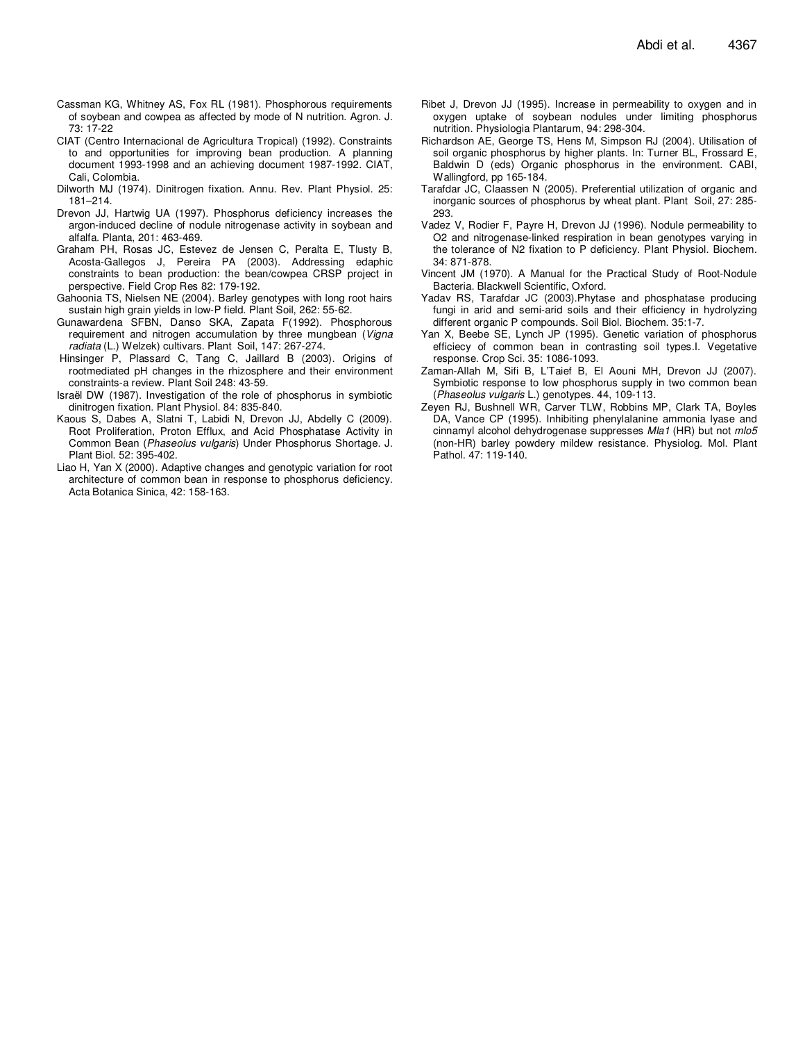Cassman KG, Whitney AS, Fox RL (1981). Phosphorous requirements of soybean and cowpea as affected by mode of N nutrition. Agron. J. 73: 17-22

CIAT (Centro Internacional de Agricultura Tropical) (1992). Constraints to and opportunities for improving bean production. A planning document 1993-1998 and an achieving document 1987-1992. CIAT, Cali, Colombia.

Dilworth MJ (1974). Dinitrogen fixation. Annu. Rev. Plant Physiol. 25: 181–214.

Drevon JJ, Hartwig UA (1997). Phosphorus deficiency increases the argon-induced decline of nodule nitrogenase activity in soybean and alfalfa. Planta, 201: 463-469.

Graham PH, Rosas JC, Estevez de Jensen C, Peralta E, Tlusty B, Acosta-Gallegos J, Pereira PA (2003). Addressing edaphic constraints to bean production: the bean/cowpea CRSP project in perspective. Field Crop Res 82: 179-192.

Gahoonia TS, Nielsen NE (2004). Barley genotypes with long root hairs sustain high grain yields in low-P field. Plant Soil, 262: 55-62.

Gunawardena SFBN, Danso SKA, Zapata F(1992). Phosphorous requirement and nitrogen accumulation by three mungbean (*Vigna radiata* (L.) Welzek) cultivars. Plant Soil, 147: 267-274.

Hinsinger P, Plassard C, Tang C, Jaillard B (2003). Origins of rootmediated pH changes in the rhizosphere and their environment constraints-a review. Plant Soil 248: 43-59.

Israël DW (1987). Investigation of the role of phosphorus in symbiotic dinitrogen fixation. Plant Physiol. 84: 835-840.

Kaous S, Dabes A, Slatni T, Labidi N, Drevon JJ, Abdelly C (2009). Root Proliferation, Proton Efflux, and Acid Phosphatase Activity in Common Bean (*Phaseolus vulgaris*) Under Phosphorus Shortage. J. Plant Biol. 52: 395-402.

Liao H, Yan X (2000). Adaptive changes and genotypic variation for root architecture of common bean in response to phosphorus deficiency. Acta Botanica Sinica, 42: 158-163.

Ribet J, Drevon JJ (1995). Increase in permeability to oxygen and in oxygen uptake of soybean nodules under limiting phosphorus nutrition. Physiologia Plantarum, 94: 298-304.

Richardson AE, George TS, Hens M, Simpson RJ (2004). Utilisation of soil organic phosphorus by higher plants. In: Turner BL, Frossard E, Baldwin D (eds) Organic phosphorus in the environment. CABI, Wallingford, pp 165-184.

Tarafdar JC, Claassen N (2005). Preferential utilization of organic and inorganic sources of phosphorus by wheat plant. Plant Soil, 27: 285-293.

Vadez V, Rodier F, Payre H, Drevon JJ (1996). Nodule permeability to O2 and nitrogenase-linked respiration in bean genotypes varying in the tolerance of N2 fixation to P deficiency. Plant Physiol. Biochem. 34: 871-878.

Vincent JM (1970). A Manual for the Practical Study of Root-Nodule Bacteria. Blackwell Scientific, Oxford.

Yadav RS, Tarafdar JC (2003).Phytase and phosphatase producing fungi in arid and semi-arid soils and their efficiency in hydrolyzing different organic P compounds. Soil Biol. Biochem. 35:1-7.

Yan X, Beebe SE, Lynch JP (1995). Genetic variation of phosphorus efficiecy of common bean in contrasting soil types.I. Vegetative response. Crop Sci. 35: 1086-1093.

Zaman-Allah M, Sifi B, L'Taief B, El Aouni MH, Drevon JJ (2007). Symbiotic response to low phosphorus supply in two common bean (*Phaseolus vulgaris* L.) genotypes. 44, 109-113.

Zeyen RJ, Bushnell WR, Carver TLW, Robbins MP, Clark TA, Boyles DA, Vance CP (1995). Inhibiting phenylalanine ammonia lyase and cinnamyl alcohol dehydrogenase suppresses *Mla1* (HR) but not *mlo5* (non-HR) barley powdery mildew resistance. Physiolog. Mol. Plant Pathol. 47: 119-140.